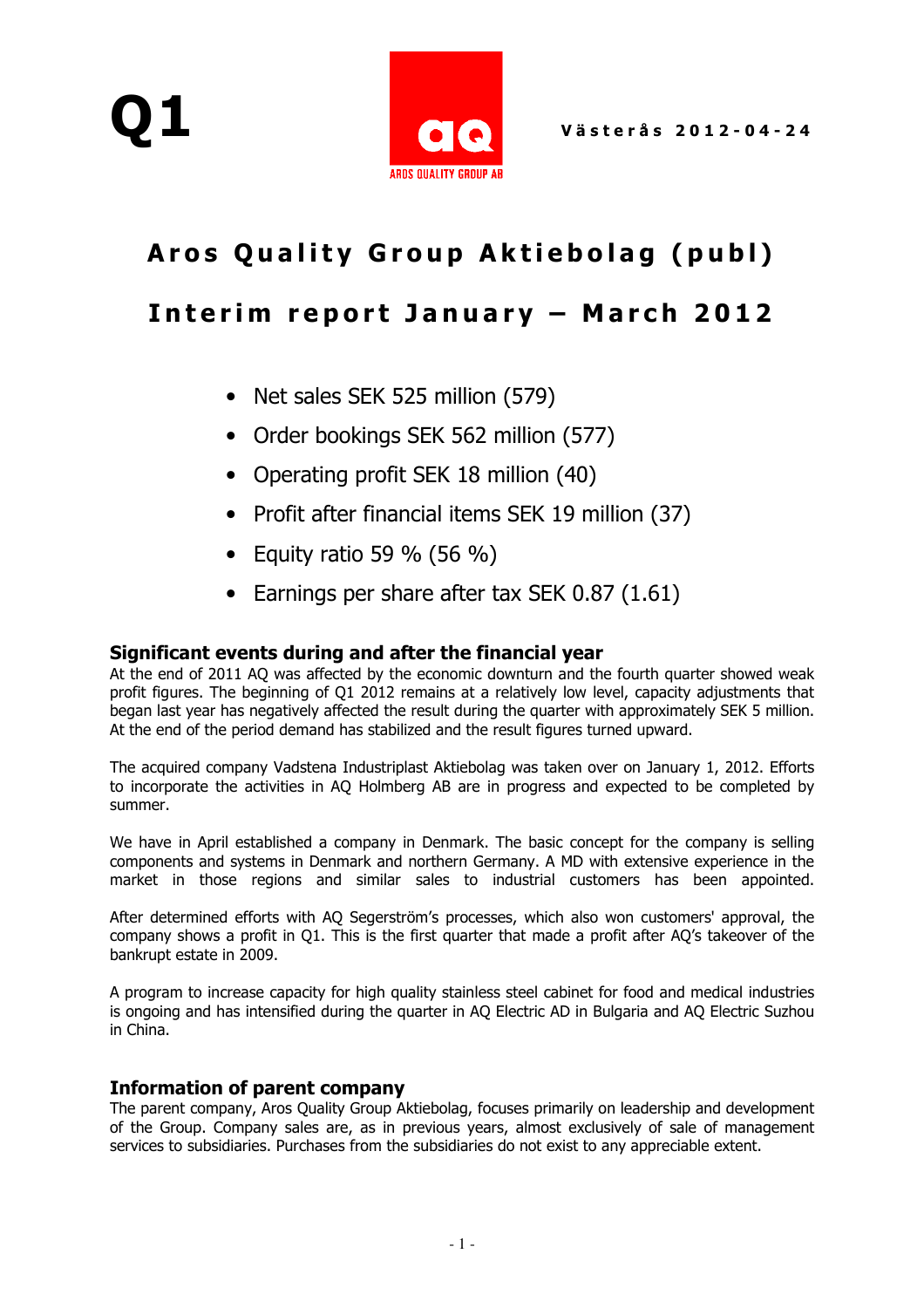# Q1

Västerås 2012-04-24

## Aros Quality Group Aktiebolag (publ)

## Interim report January – March 2012

- Net sales SEK 525 million (579)
- Order bookings SEK 562 million (577)
- Operating profit SEK 18 million (40)
- Profit after financial items SEK 19 million (37)
- Equity ratio 59 % (56 %)
- Earnings per share after tax SEK 0.87 (1.61)

### Significant events during and after the financial year

At the end of 2011 AQ was affected by the economic downturn and the fourth quarter showed weak profit figures. The beginning of Q1 2012 remains at a relatively low level, capacity adjustments that began last year has negatively affected the result during the quarter with approximately SEK 5 million. At the end of the period demand has stabilized and the result figures turned upward.

The acquired company Vadstena Industriplast Aktiebolag was taken over on January 1, 2012. Efforts to incorporate the activities in AQ Holmberg AB are in progress and expected to be completed by summer.

We have in April established a company in Denmark. The basic concept for the company is selling components and systems in Denmark and northern Germany. A MD with extensive experience in the market in those regions and similar sales to industrial customers has been appointed.

After determined efforts with AQ Segerström's processes, which also won customers' approval, the company shows a profit in Q1. This is the first quarter that made a profit after AQ's takeover of the bankrupt estate in 2009.

A program to increase capacity for high quality stainless steel cabinet for food and medical industries is ongoing and has intensified during the quarter in AQ Electric AD in Bulgaria and AQ Electric Suzhou in China.

### Information of parent company

The parent company, Aros Quality Group Aktiebolag, focuses primarily on leadership and development of the Group. Company sales are, as in previous years, almost exclusively of sale of management services to subsidiaries. Purchases from the subsidiaries do not exist to any appreciable extent.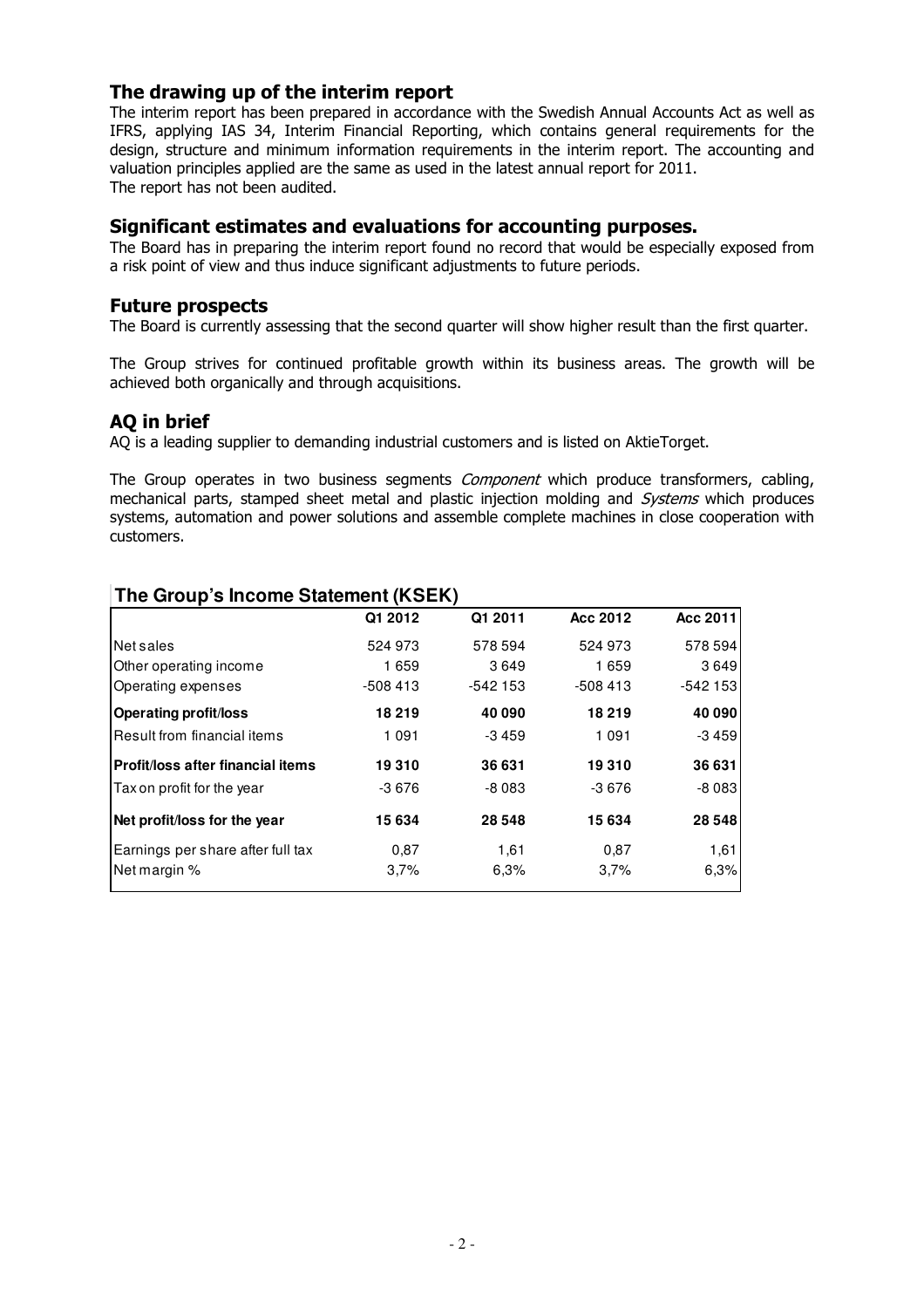## The drawing up of the interim report

The interim report has been prepared in accordance with the Swedish Annual Accounts Act as well as IFRS, applying IAS 34, Interim Financial Reporting, which contains general requirements for the design, structure and minimum information requirements in the interim report. The accounting and valuation principles applied are the same as used in the latest annual report for 2011.
The report has not been audited.

## Significant estimates and evaluations for accounting purposes.

The Board has in preparing the interim report found no record that would be especially exposed from a risk point of view and thus induce significant adjustments to future periods.

## Future prospects

The Board is currently assessing that the second quarter will show higher result than the first quarter.

The Group strives for continued profitable growth within its business areas. The growth will be achieved both organically and through acquisitions.

## AQ in brief

AQ is a leading supplier to demanding industrial customers and is listed on AktieTorget.

The Group operates in two business segments *Component* which produce transformers, cabling, mechanical parts, stamped sheet metal and plastic injection molding and *Systems* which produces systems, automation and power solutions and assemble complete machines in close cooperation with customers.

### The Group's Income Statement (KSEK)

| | Q1 2012 | Q1 2011 | Acc 2012 | Acc 2011 |
|---|---|---|---|---|
| Net sales | 524 973 | 578 594 | 524 973 | 578 594 |
| Other operating income | 1 659 | 3 649 | 1 659 | 3 649 |
| Operating expenses | -508 413 | -542 153 | -508 413 | -542 153 |
| **Operating profit/loss** | **18 219** | **40 090** | **18 219** | **40 090** |
| Result from financial items | 1 091 | -3 459 | 1 091 | -3 459 |
| **Profit/loss after financial items** | **19 310** | **36 631** | **19 310** | **36 631** |
| Tax on profit for the year | -3 676 | -8 083 | -3 676 | -8 083 |
| **Net profit/loss for the year** | **15 634** | **28 548** | **15 634** | **28 548** |
| Earnings per share after full tax | 0,87 | 1,61 | 0,87 | 1,61 |
| Net margin % | 3,7% | 6,3% | 3,7% | 6,3% |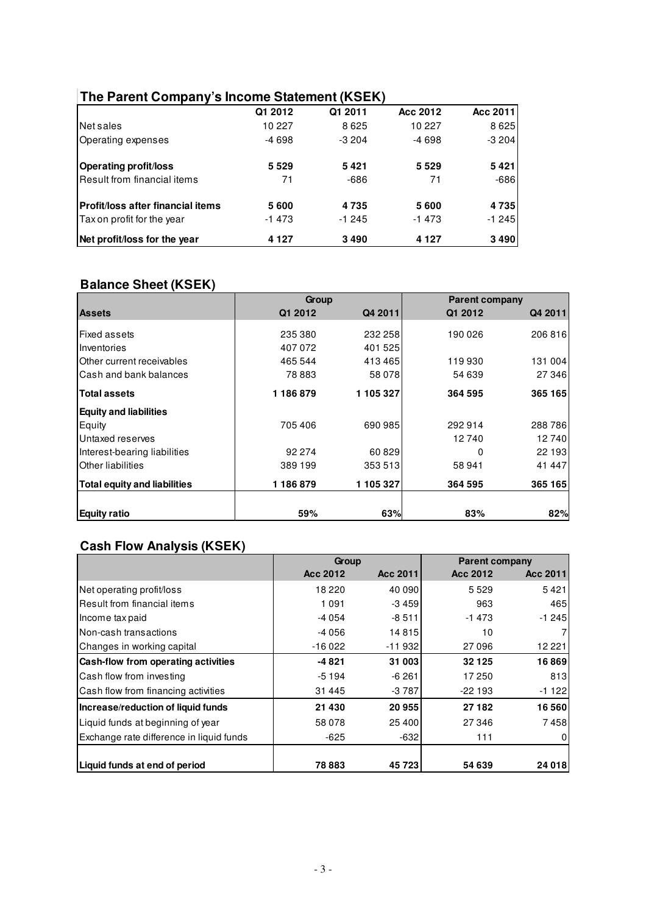## The Parent Company's Income Statement (KSEK)

| | Q1 2012 | Q1 2011 | Acc 2012 | Acc 2011 |
|---|---|---|---|---|
| Net sales | 10 227 | 8 625 | 10 227 | 8 625 |
| Operating expenses | -4 698 | -3 204 | -4 698 | -3 204 |
| **Operating profit/loss** | **5 529** | **5 421** | **5 529** | **5 421** |
| Result from financial items | 71 | -686 | 71 | -686 |
| **Profit/loss after financial items** | **5 600** | **4 735** | **5 600** | **4 735** |
| Tax on profit for the year | -1 473 | -1 245 | -1 473 | -1 245 |
| **Net profit/loss for the year** | **4 127** | **3 490** | **4 127** | **3 490** |

## Balance Sheet (KSEK)

| | Group | | Parent company | |
|---|---|---|---|---|
| **Assets** | Q1 2012 | Q4 2011 | Q1 2012 | Q4 2011 |
| Fixed assets | 235 380 | 232 258 | 190 026 | 206 816 |
| Inventories | 407 072 | 401 525 | | |
| Other current receivables | 465 544 | 413 465 | 119 930 | 131 004 |
| Cash and bank balances | 78 883 | 58 078 | 54 639 | 27 346 |
| **Total assets** | **1 186 879** | **1 105 327** | **364 595** | **365 165** |
| **Equity and liabilities** | | | | |
| Equity | 705 406 | 690 985 | 292 914 | 288 786 |
| Untaxed reserves | | | 12 740 | 12 740 |
| Interest-bearing liabilities | 92 274 | 60 829 | 0 | 22 193 |
| Other liabilities | 389 199 | 353 513 | 58 941 | 41 447 |
| **Total equity and liabilities** | **1 186 879** | **1 105 327** | **364 595** | **365 165** |
| **Equity ratio** | **59%** | **63%** | **83%** | **82%** |

## Cash Flow Analysis (KSEK)

| | Group | | Parent company | |
|---|---|---|---|---|
| | Acc 2012 | Acc 2011 | Acc 2012 | Acc 2011 |
| Net operating profit/loss | 18 220 | 40 090 | 5 529 | 5 421 |
| Result from financial items | 1 091 | -3 459 | 963 | 465 |
| Income tax paid | -4 054 | -8 511 | -1 473 | -1 245 |
| Non-cash transactions | -4 056 | 14 815 | 10 | 7 |
| Changes in working capital | -16 022 | -11 932 | 27 096 | 12 221 |
| **Cash-flow from operating activities** | **-4 821** | **31 003** | **32 125** | **16 869** |
| Cash flow from investing | -5 194 | -6 261 | 17 250 | 813 |
| Cash flow from financing activities | 31 445 | -3 787 | -22 193 | -1 122 |
| **Increase/reduction of liquid funds** | **21 430** | **20 955** | **27 182** | **16 560** |
| Liquid funds at beginning of year | 58 078 | 25 400 | 27 346 | 7 458 |
| Exchange rate difference in liquid funds | -625 | -632 | 111 | 0 |
| **Liquid funds at end of period** | **78 883** | **45 723** | **54 639** | **24 018** |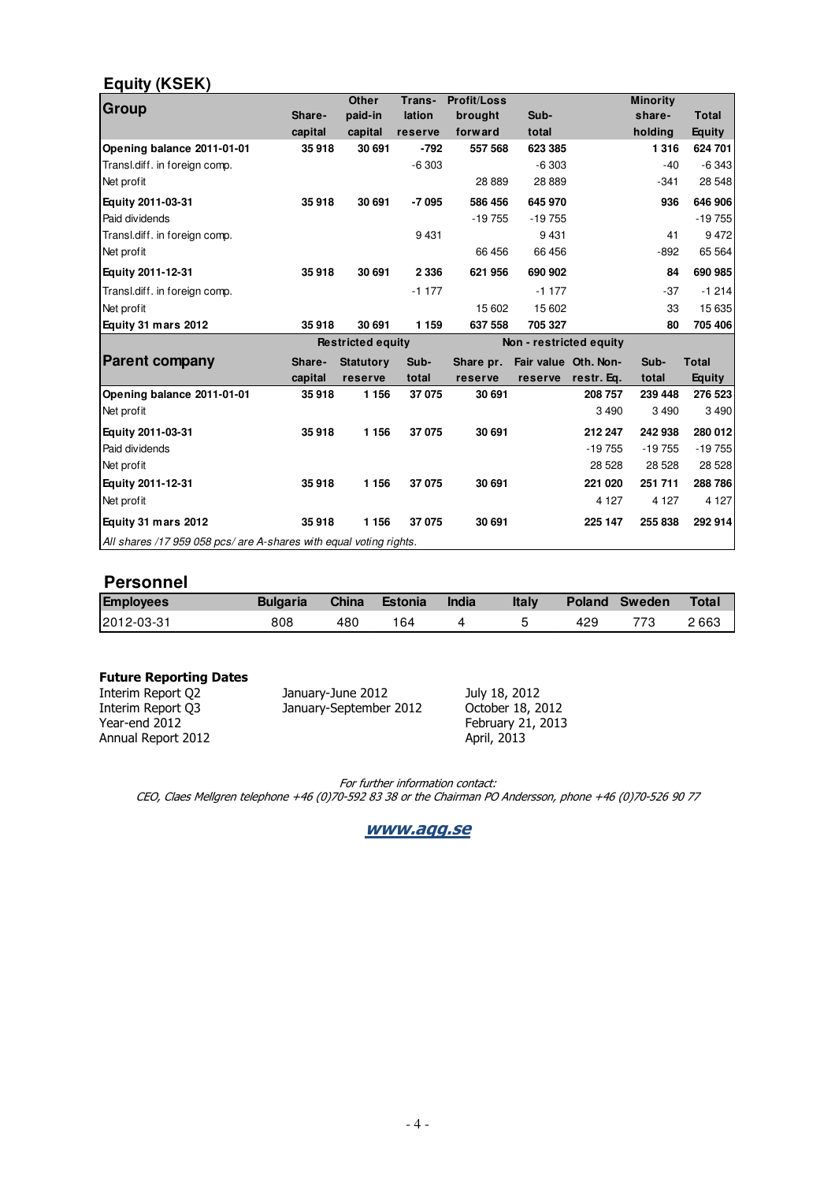## Equity (KSEK)

| Group | Share-capital | Other paid-in capital | Trans-lation reserve | Profit/Loss brought forward | Sub-total | Minority share-holding | Total Equity |
|---|---|---|---|---|---|---|---|
| **Opening balance 2011-01-01** | **35 918** | **30 691** | **-792** | **557 568** | **623 385** | **1 316** | **624 701** |
| Transl.diff. in foreign comp. | | | -6 303 | | -6 303 | -40 | -6 343 |
| Net profit | | | | 28 889 | 28 889 | -341 | 28 548 |
| **Equity 2011-03-31** | **35 918** | **30 691** | **-7 095** | **586 456** | **645 970** | **936** | **646 906** |
| Paid dividends | | | | -19 755 | -19 755 | | -19 755 |
| Transl.diff. in foreign comp. | | | 9 431 | | 9 431 | 41 | 9 472 |
| Net profit | | | | 66 456 | 66 456 | -892 | 65 564 |
| **Equity 2011-12-31** | **35 918** | **30 691** | **2 336** | **621 956** | **690 902** | **84** | **690 985** |
| Transl.diff. in foreign comp. | | | -1 177 | | -1 177 | -37 | -1 214 |
| Net profit | | | | 15 602 | 15 602 | 33 | 15 635 |
| **Equity 31 mars 2012** | **35 918** | **30 691** | **1 159** | **637 558** | **705 327** | **80** | **705 406** |

| Parent company | Restricted equity | | | Non - restricted equity | | | | |
|---|---|---|---|---|---|---|---|---|
| | Share-capital | Statutory reserve | Sub-total | Share pr. reserve | Fair value reserve | Oth. Non-restr. Eq. | Sub-total | Total Equity |
| **Opening balance 2011-01-01** | **35 918** | **1 156** | **37 075** | **30 691** | | **208 757** | **239 448** | **276 523** |
| Net profit | | | | | | 3 490 | 3 490 | 3 490 |
| **Equity 2011-03-31** | **35 918** | **1 156** | **37 075** | **30 691** | | **212 247** | **242 938** | **280 012** |
| Paid dividends | | | | | | -19 755 | -19 755 | -19 755 |
| Net profit | | | | | | 28 528 | 28 528 | 28 528 |
| **Equity 2011-12-31** | **35 918** | **1 156** | **37 075** | **30 691** | | **221 020** | **251 711** | **288 786** |
| Net profit | | | | | | 4 127 | 4 127 | 4 127 |
| **Equity 31 mars 2012** | **35 918** | **1 156** | **37 075** | **30 691** | | **225 147** | **255 838** | **292 914** |

*All shares /17 959 058 pcs/ are A-shares with equal voting rights.*

## Personnel

| Employees | Bulgaria | China | Estonia | India | Italy | Poland | Sweden | Total |
|---|---|---|---|---|---|---|---|---|
| 2012-03-31 | 808 | 480 | 164 | 4 | 5 | 429 | 773 | 2 663 |

**Future Reporting Dates**

| | | |
|---|---|---|
| Interim Report Q2 | January-June 2012 | July 18, 2012 |
| Interim Report Q3 | January-September 2012 | October 18, 2012 |
| Year-end 2012 | | February 21, 2013 |
| Annual Report 2012 | | April, 2013 |

*For further information contact:*
*CEO, Claes Mellgren telephone +46 (0)70-592 83 38 or the Chairman PO Andersson, phone +46 (0)70-526 90 77*

***www.agg.se***